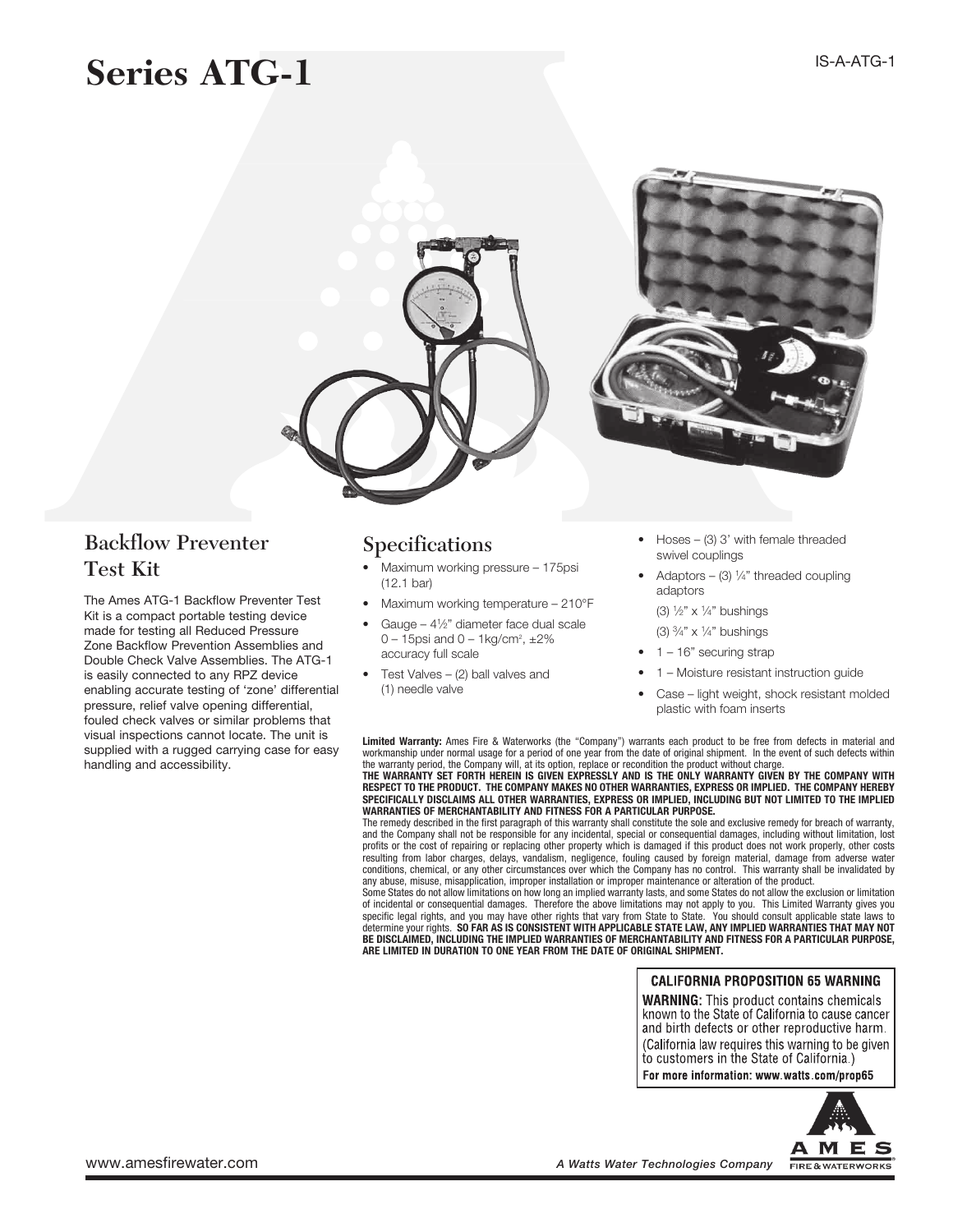# Series ATG-1

IS-A-ATG-1

## Backflow Preventer Test Kit

The Ames ATG-1 Backflow Preventer Test Kit is a compact portable testing device made for testing all Reduced Pressure Zone Backflow Prevention Assemblies and Double Check Valve Assemblies. The ATG-1 is easily connected to any RPZ device enabling accurate testing of 'zone' differential pressure, relief valve opening differential, fouled check valves or similar problems that visual inspections cannot locate. The unit is supplied with a rugged carrying case for easy handling and accessibility.

## Specifications

- Maximum working pressure – 175psi (12.1 bar)
- Maximum working temperature – 210°F
- Gauge – 4½" diameter face dual scale 0 – 15psi and 0 – 1kg/cm², ±2% accuracy full scale
- Test Valves – (2) ball valves and (1) needle valve
- Hoses – (3) 3' with female threaded swivel couplings
- Adaptors – (3) ¼" threaded coupling adaptors
  (3) ½" x ¼" bushings
  (3) ¾" x ¼" bushings
- 1 – 16" securing strap
- 1 – Moisture resistant instruction guide
- Case – light weight, shock resistant molded plastic with foam inserts

**Limited Warranty:** Ames Fire & Waterworks (the "Company") warrants each product to be free from defects in material and workmanship under normal usage for a period of one year from the date of original shipment. In the event of such defects within the warranty period, the Company will, at its option, replace or recondition the product without charge.

**THE WARRANTY SET FORTH HEREIN IS GIVEN EXPRESSLY AND IS THE ONLY WARRANTY GIVEN BY THE COMPANY WITH RESPECT TO THE PRODUCT. THE COMPANY MAKES NO OTHER WARRANTIES, EXPRESS OR IMPLIED. THE COMPANY HEREBY SPECIFICALLY DISCLAIMS ALL OTHER WARRANTIES, EXPRESS OR IMPLIED, INCLUDING BUT NOT LIMITED TO THE IMPLIED WARRANTIES OF MERCHANTABILITY AND FITNESS FOR A PARTICULAR PURPOSE.**

The remedy described in the first paragraph of this warranty shall constitute the sole and exclusive remedy for breach of warranty, and the Company shall not be responsible for any incidental, special or consequential damages, including without limitation, lost profits or the cost of repairing or replacing other property which is damaged if this product does not work properly, other costs resulting from labor charges, delays, vandalism, negligence, fouling caused by foreign material, damage from adverse water conditions, chemical, or any other circumstances over which the Company has no control. This warranty shall be invalidated by any abuse, misuse, misapplication, improper installation or improper maintenance or alteration of the product.

Some States do not allow limitations on how long an implied warranty lasts, and some States do not allow the exclusion or limitation of incidental or consequential damages. Therefore the above limitations may not apply to you. This Limited Warranty gives you specific legal rights, and you may have other rights that vary from State to State. You should consult applicable state laws to determine your rights. **SO FAR AS IS CONSISTENT WITH APPLICABLE STATE LAW, ANY IMPLIED WARRANTIES THAT MAY NOT BE DISCLAIMED, INCLUDING THE IMPLIED WARRANTIES OF MERCHANTABILITY AND FITNESS FOR A PARTICULAR PURPOSE, ARE LIMITED IN DURATION TO ONE YEAR FROM THE DATE OF ORIGINAL SHIPMENT.**

**CALIFORNIA PROPOSITION 65 WARNING**

**WARNING:** This product contains chemicals known to the State of California to cause cancer and birth defects or other reproductive harm. (California law requires this warning to be given to customers in the State of California.)

**For more information: www.watts.com/prop65**

www.amesfirewater.com

*A Watts Water Technologies Company*

AMES FIRE & WATERWORKS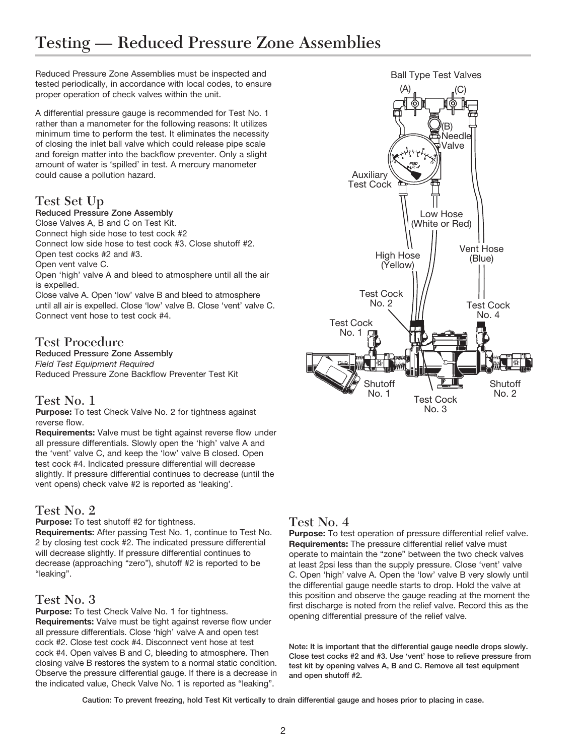# Testing — Reduced Pressure Zone Assemblies

Reduced Pressure Zone Assemblies must be inspected and tested periodically, in accordance with local codes, to ensure proper operation of check valves within the unit.

A differential pressure gauge is recommended for Test No. 1 rather than a manometer for the following reasons: It utilizes minimum time to perform the test. It eliminates the necessity of closing the inlet ball valve which could release pipe scale and foreign matter into the backflow preventer. Only a slight amount of water is 'spilled' in test. A mercury manometer could cause a pollution hazard.

## Test Set Up

**Reduced Pressure Zone Assembly**

Close Valves A, B and C on Test Kit.
Connect high side hose to test cock #2
Connect low side hose to test cock #3. Close shutoff #2.
Open test cocks #2 and #3.
Open vent valve C.
Open 'high' valve A and bleed to atmosphere until all the air is expelled.
Close valve A. Open 'low' valve B and bleed to atmosphere until all air is expelled. Close 'low' valve B. Close 'vent' valve C.
Connect vent hose to test cock #4.

## Test Procedure

**Reduced Pressure Zone Assembly**

*Field Test Equipment Required*
Reduced Pressure Zone Backflow Preventer Test Kit

## Test No. 1

**Purpose:** To test Check Valve No. 2 for tightness against reverse flow.

**Requirements:** Valve must be tight against reverse flow under all pressure differentials. Slowly open the 'high' valve A and the 'vent' valve C, and keep the 'low' valve B closed. Open test cock #4. Indicated pressure differential will decrease slightly. If pressure differential continues to decrease (until the vent opens) check valve #2 is reported as 'leaking'.

## Test No. 2

**Purpose:** To test shutoff #2 for tightness.

**Requirements:** After passing Test No. 1, continue to Test No. 2 by closing test cock #2. The indicated pressure differential will decrease slightly. If pressure differential continues to decrease (approaching "zero"), shutoff #2 is reported to be "leaking".

## Test No. 3

**Purpose:** To test Check Valve No. 1 for tightness.

**Requirements:** Valve must be tight against reverse flow under all pressure differentials. Close 'high' valve A and open test cock #2. Close test cock #4. Disconnect vent hose at test cock #4. Open valves B and C, bleeding to atmosphere. Then closing valve B restores the system to a normal static condition. Observe the pressure differential gauge. If there is a decrease in the indicated value, Check Valve No. 1 is reported as "leaking".

Ball Type Test Valves (A) (C) (B) Needle Valve Auxiliary Test Cock Low Hose (White or Red) High Hose (Yellow) Vent Hose (Blue) Test Cock No. 2 Test Cock No. 4 Test Cock No. 1 Shutoff No. 1 Test Cock No. 3 Shutoff No. 2

## Test No. 4

**Purpose:** To test operation of pressure differential relief valve.

**Requirements:** The pressure differential relief valve must operate to maintain the "zone" between the two check valves at least 2psi less than the supply pressure. Close 'vent' valve C. Open 'high' valve A. Open the 'low' valve B very slowly until the differential gauge needle starts to drop. Hold the valve at this position and observe the gauge reading at the moment the first discharge is noted from the relief valve. Record this as the opening differential pressure of the relief valve.

**Note: It is important that the differential gauge needle drops slowly. Close test cocks #2 and #3. Use 'vent' hose to relieve pressure from test kit by opening valves A, B and C. Remove all test equipment and open shutoff #2.**

**Caution: To prevent freezing, hold Test Kit vertically to drain differential gauge and hoses prior to placing in case.**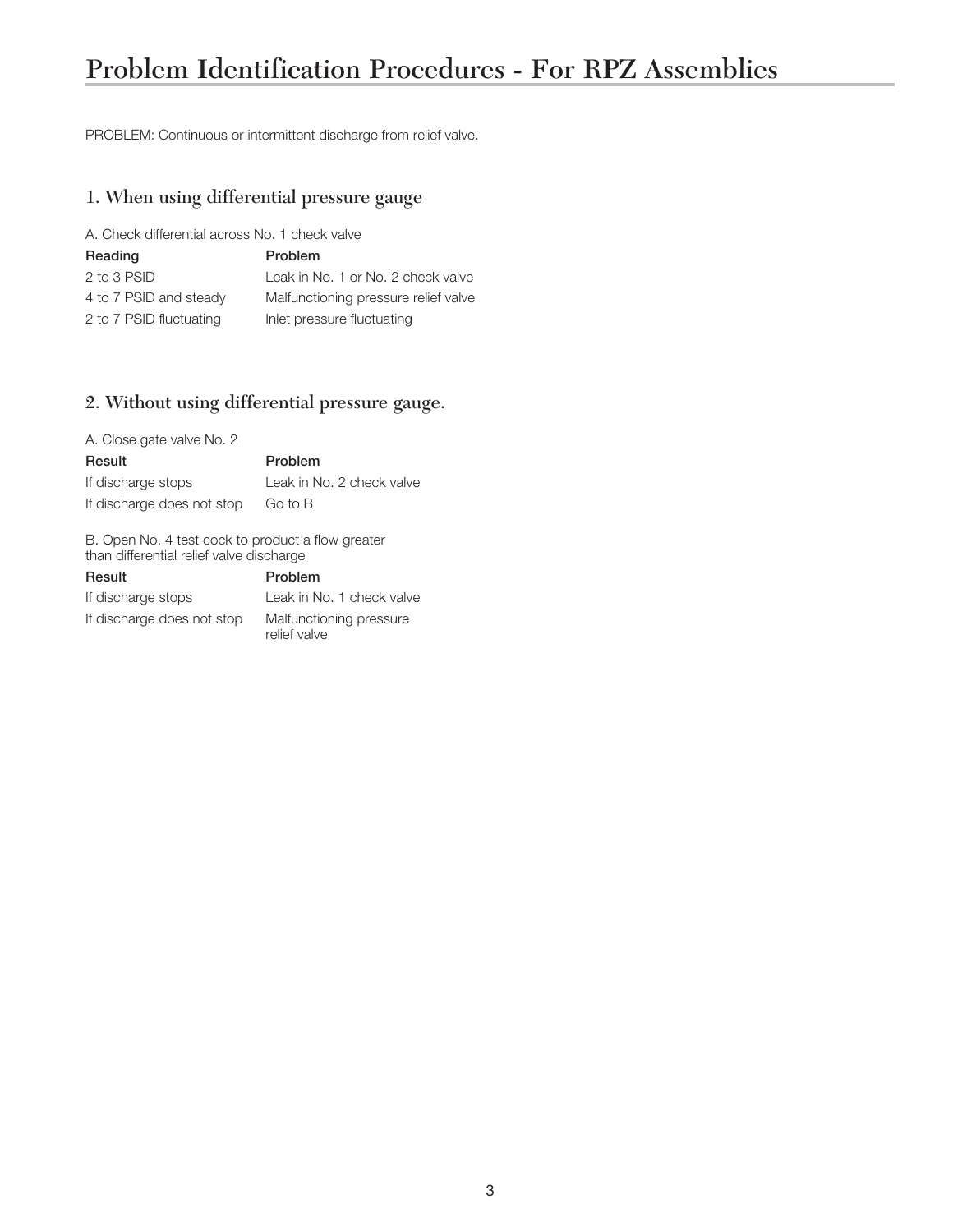# Problem Identification Procedures - For RPZ Assemblies

PROBLEM: Continuous or intermittent discharge from relief valve.

## 1. When using differential pressure gauge

A. Check differential across No. 1 check valve

| Reading | Problem |
|---|---|
| 2 to 3 PSID | Leak in No. 1 or No. 2 check valve |
| 4 to 7 PSID and steady | Malfunctioning pressure relief valve |
| 2 to 7 PSID fluctuating | Inlet pressure fluctuating |

## 2. Without using differential pressure gauge.

A. Close gate valve No. 2

| Result | Problem |
|---|---|
| If discharge stops | Leak in No. 2 check valve |
| If discharge does not stop | Go to B |

B. Open No. 4 test cock to product a flow greater than differential relief valve discharge

| Result | Problem |
|---|---|
| If discharge stops | Leak in No. 1 check valve |
| If discharge does not stop | Malfunctioning pressure relief valve |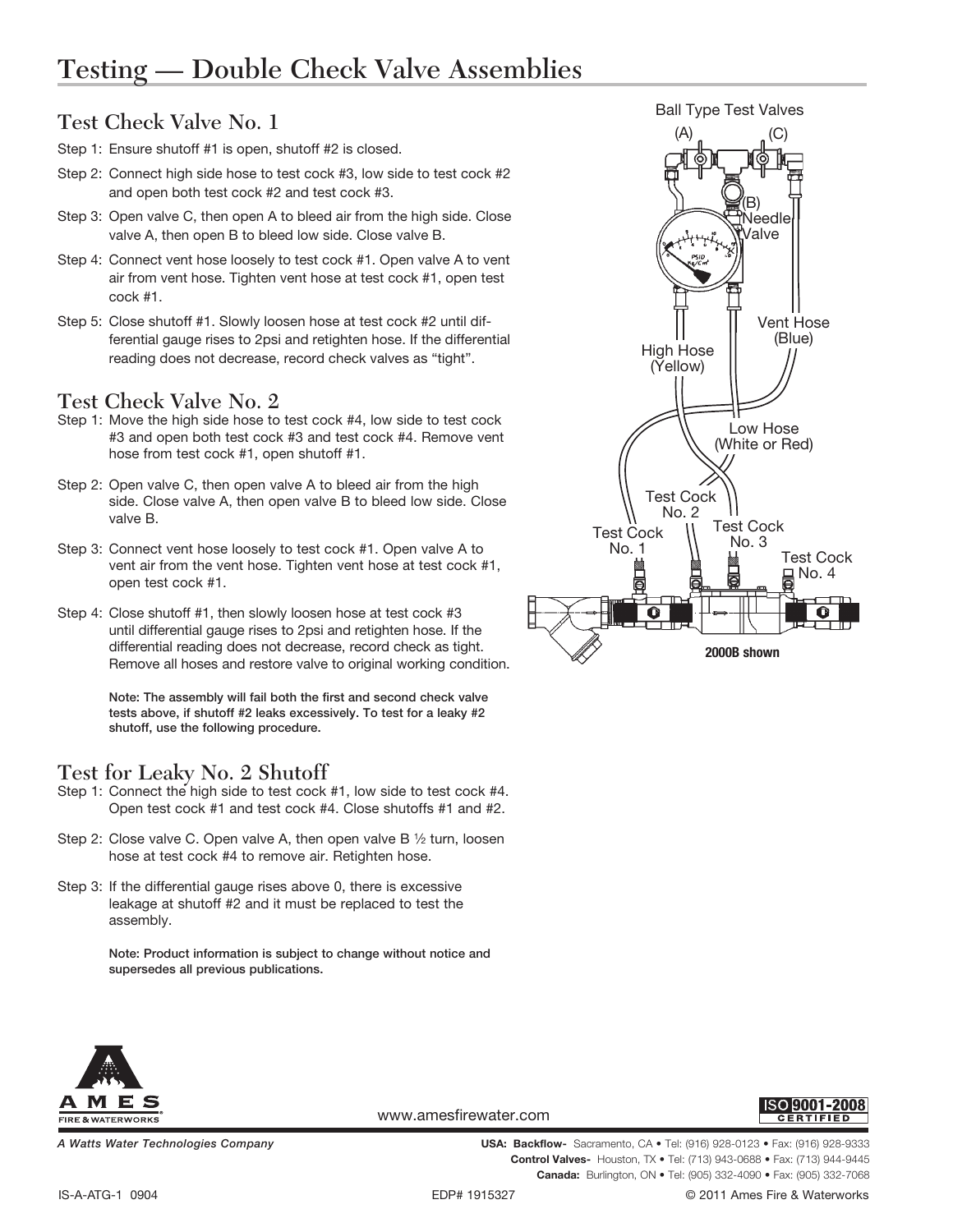# Testing — Double Check Valve Assemblies

## Test Check Valve No. 1

Step 1: Ensure shutoff #1 is open, shutoff #2 is closed.

Step 2: Connect high side hose to test cock #3, low side to test cock #2 and open both test cock #2 and test cock #3.

Step 3: Open valve C, then open A to bleed air from the high side. Close valve A, then open B to bleed low side. Close valve B.

Step 4: Connect vent hose loosely to test cock #1. Open valve A to vent air from vent hose. Tighten vent hose at test cock #1, open test cock #1.

Step 5: Close shutoff #1. Slowly loosen hose at test cock #2 until differential gauge rises to 2psi and retighten hose. If the differential reading does not decrease, record check valves as "tight".

## Test Check Valve No. 2

Step 1: Move the high side hose to test cock #4, low side to test cock #3 and open both test cock #3 and test cock #4. Remove vent hose from test cock #1, open shutoff #1.

Step 2: Open valve C, then open valve A to bleed air from the high side. Close valve A, then open valve B to bleed low side. Close valve B.

Step 3: Connect vent hose loosely to test cock #1. Open valve A to vent air from the vent hose. Tighten vent hose at test cock #1, open test cock #1.

Step 4: Close shutoff #1, then slowly loosen hose at test cock #3 until differential gauge rises to 2psi and retighten hose. If the differential reading does not decrease, record check as tight. Remove all hoses and restore valve to original working condition.

**Note: The assembly will fail both the first and second check valve tests above, if shutoff #2 leaks excessively. To test for a leaky #2 shutoff, use the following procedure.**

## Test for Leaky No. 2 Shutoff

Step 1: Connect the high side to test cock #1, low side to test cock #4. Open test cock #1 and test cock #4. Close shutoffs #1 and #2.

Step 2: Close valve C. Open valve A, then open valve B ½ turn, loosen hose at test cock #4 to remove air. Retighten hose.

Step 3: If the differential gauge rises above 0, there is excessive leakage at shutoff #2 and it must be replaced to test the assembly.

**Note: Product information is subject to change without notice and supersedes all previous publications.**

Ball Type Test Valves
(A)
(C)
(B) Needle Valve
PSID
High Hose (Yellow)
Vent Hose (Blue)
Low Hose (White or Red)
Test Cock No. 1
Test Cock No. 2
Test Cock No. 3
Test Cock No. 4
2000B shown

AMES FIRE & WATERWORKS

www.amesfirewater.com

ISO 9001-2008 CERTIFIED

*A Watts Water Technologies Company*

**USA: Backflow-** Sacramento, CA • Tel: (916) 928-0123 • Fax: (916) 928-9333
**Control Valves-** Houston, TX • Tel: (713) 943-0688 • Fax: (713) 944-9445
**Canada:** Burlington, ON • Tel: (905) 332-4090 • Fax: (905) 332-7068

IS-A-ATG-1 0904 EDP# 1915327 © 2011 Ames Fire & Waterworks